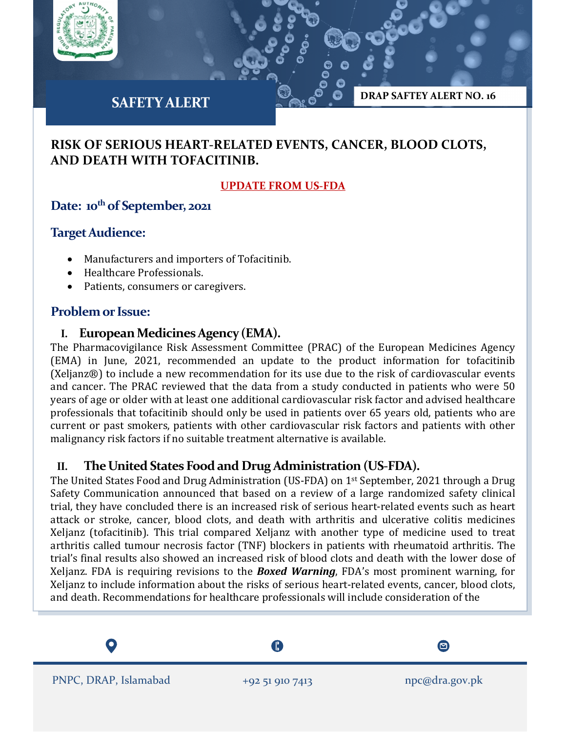**SAFETY ALERT**

**DRAP SAFTEY ALERT NO. 16**

# RISK OF SERIOUS HEART-RELATED EVENTS, CANCER, BLOOD CLOTS, AND DEATH WITH TOFACITINIB.

**UPDATE FROM US-FDA**

## Date: 10th of September, 2021

## Target Audience:

- Manufacturers and importers of Tofacitinib.
- Healthcare Professionals.
- Patients, consumers or caregivers.

## Problem or Issue:

### I. European Medicines Agency (EMA).

The Pharmacovigilance Risk Assessment Committee (PRAC) of the European Medicines Agency (EMA) in June, 2021, recommended an update to the product information for tofacitinib (Xeljanz®) to include a new recommendation for its use due to the risk of cardiovascular events and cancer. The PRAC reviewed that the data from a study conducted in patients who were 50 years of age or older with at least one additional cardiovascular risk factor and advised healthcare professionals that tofacitinib should only be used in patients over 65 years old, patients who are current or past smokers, patients with other cardiovascular risk factors and patients with other malignancy risk factors if no suitable treatment alternative is available.

### II. The United States Food and Drug Administration (US-FDA).

The United States Food and Drug Administration (US-FDA) on 1st September, 2021 through a Drug Safety Communication announced that based on a review of a large randomized safety clinical trial, they have concluded there is an increased risk of serious heart-related events such as heart attack or stroke, cancer, blood clots, and death with arthritis and ulcerative colitis medicines Xeljanz (tofacitinib). This trial compared Xeljanz with another type of medicine used to treat arthritis called tumour necrosis factor (TNF) blockers in patients with rheumatoid arthritis. The trial's final results also showed an increased risk of blood clots and death with the lower dose of Xeljanz. FDA is requiring revisions to the ***Boxed Warning***, FDA's most prominent warning, for Xeljanz to include information about the risks of serious heart-related events, cancer, blood clots, and death. Recommendations for healthcare professionals will include consideration of the

PNPC, DRAP, Islamabad | +92 51 910 7413 | npc@dra.gov.pk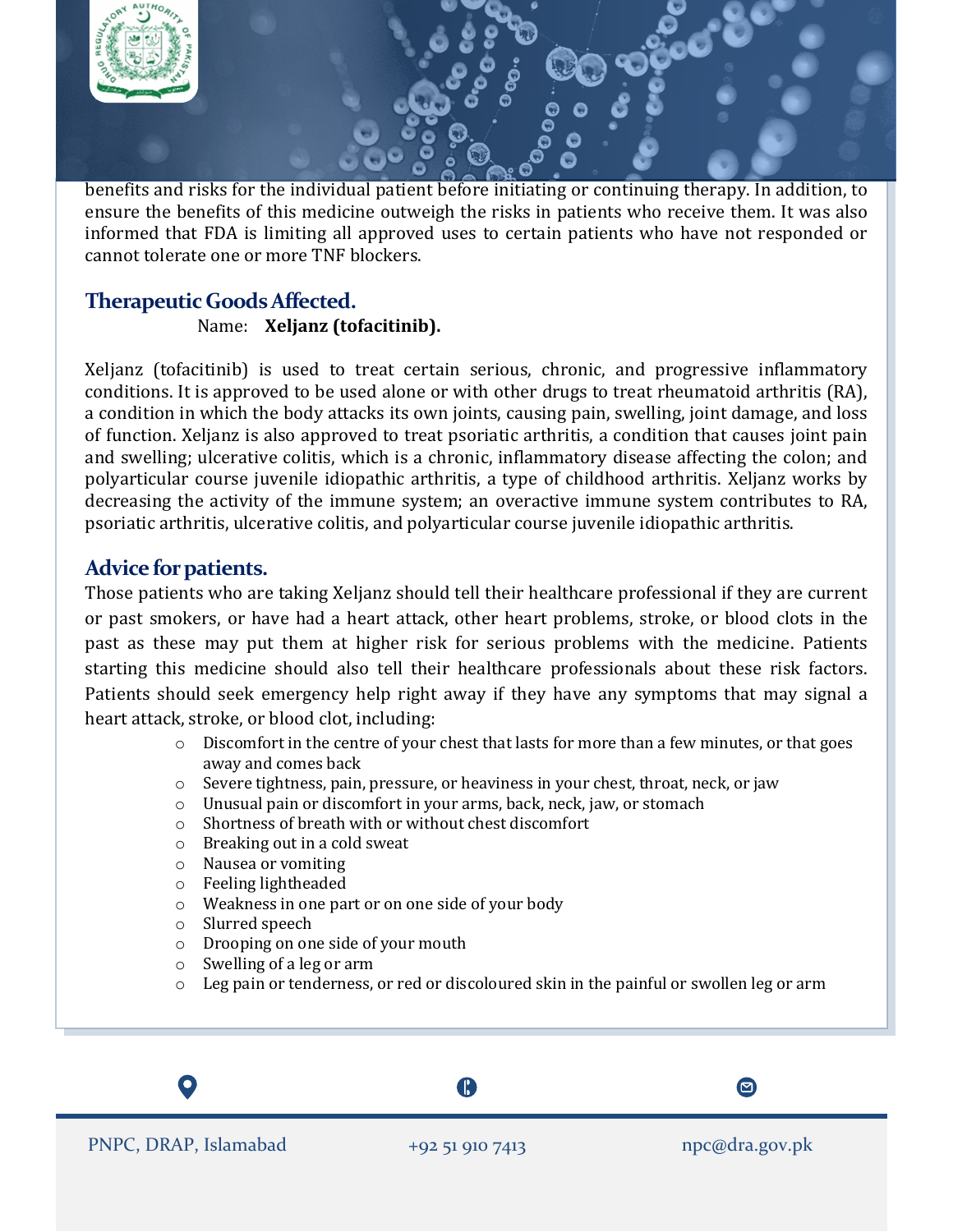benefits and risks for the individual patient before initiating or continuing therapy. In addition, to ensure the benefits of this medicine outweigh the risks in patients who receive them. It was also informed that FDA is limiting all approved uses to certain patients who have not responded or cannot tolerate one or more TNF blockers.

## Therapeutic Goods Affected.

Name: **Xeljanz (tofacitinib).**

Xeljanz (tofacitinib) is used to treat certain serious, chronic, and progressive inflammatory conditions. It is approved to be used alone or with other drugs to treat rheumatoid arthritis (RA), a condition in which the body attacks its own joints, causing pain, swelling, joint damage, and loss of function. Xeljanz is also approved to treat psoriatic arthritis, a condition that causes joint pain and swelling; ulcerative colitis, which is a chronic, inflammatory disease affecting the colon; and polyarticular course juvenile idiopathic arthritis, a type of childhood arthritis. Xeljanz works by decreasing the activity of the immune system; an overactive immune system contributes to RA, psoriatic arthritis, ulcerative colitis, and polyarticular course juvenile idiopathic arthritis.

## Advice for patients.

Those patients who are taking Xeljanz should tell their healthcare professional if they are current or past smokers, or have had a heart attack, other heart problems, stroke, or blood clots in the past as these may put them at higher risk for serious problems with the medicine. Patients starting this medicine should also tell their healthcare professionals about these risk factors. Patients should seek emergency help right away if they have any symptoms that may signal a heart attack, stroke, or blood clot, including:

- Discomfort in the centre of your chest that lasts for more than a few minutes, or that goes away and comes back
- Severe tightness, pain, pressure, or heaviness in your chest, throat, neck, or jaw
- Unusual pain or discomfort in your arms, back, neck, jaw, or stomach
- Shortness of breath with or without chest discomfort
- Breaking out in a cold sweat
- Nausea or vomiting
- Feeling lightheaded
- Weakness in one part or on one side of your body
- Slurred speech
- Drooping on one side of your mouth
- Swelling of a leg or arm
- Leg pain or tenderness, or red or discoloured skin in the painful or swollen leg or arm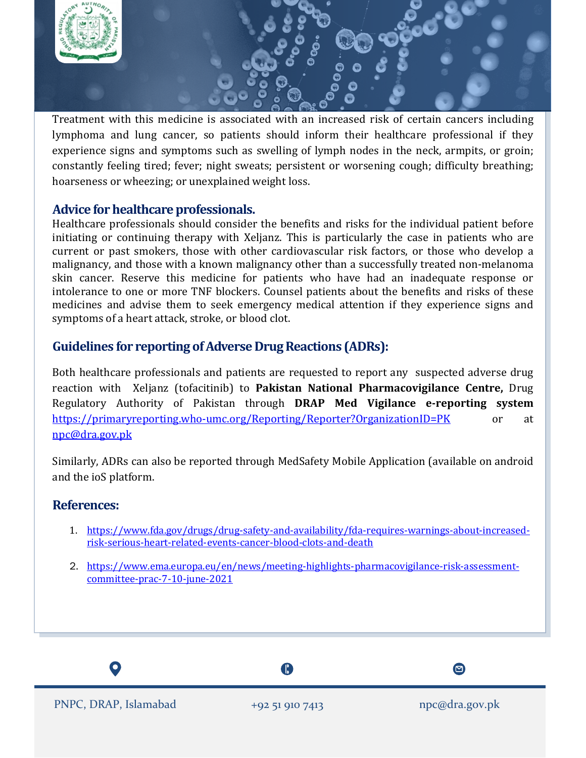Treatment with this medicine is associated with an increased risk of certain cancers including lymphoma and lung cancer, so patients should inform their healthcare professional if they experience signs and symptoms such as swelling of lymph nodes in the neck, armpits, or groin; constantly feeling tired; fever; night sweats; persistent or worsening cough; difficulty breathing; hoarseness or wheezing; or unexplained weight loss.

## Advice for healthcare professionals.

Healthcare professionals should consider the benefits and risks for the individual patient before initiating or continuing therapy with Xeljanz. This is particularly the case in patients who are current or past smokers, those with other cardiovascular risk factors, or those who develop a malignancy, and those with a known malignancy other than a successfully treated non-melanoma skin cancer. Reserve this medicine for patients who have had an inadequate response or intolerance to one or more TNF blockers. Counsel patients about the benefits and risks of these medicines and advise them to seek emergency medical attention if they experience signs and symptoms of a heart attack, stroke, or blood clot.

## Guidelines for reporting of Adverse Drug Reactions (ADRs):

Both healthcare professionals and patients are requested to report any suspected adverse drug reaction with Xeljanz (tofacitinib) to **Pakistan National Pharmacovigilance Centre,** Drug Regulatory Authority of Pakistan through **DRAP Med Vigilance e-reporting system** https://primaryreporting.who-umc.org/Reporting/Reporter?OrganizationID=PK or at npc@dra.gov.pk

Similarly, ADRs can also be reported through MedSafety Mobile Application (available on android and the ioS platform.

## References:

1. https://www.fda.gov/drugs/drug-safety-and-availability/fda-requires-warnings-about-increased-risk-serious-heart-related-events-cancer-blood-clots-and-death
2. https://www.ema.europa.eu/en/news/meeting-highlights-pharmacovigilance-risk-assessment-committee-prac-7-10-june-2021

PNPC, DRAP, Islamabad | +92 51 910 7413 | npc@dra.gov.pk